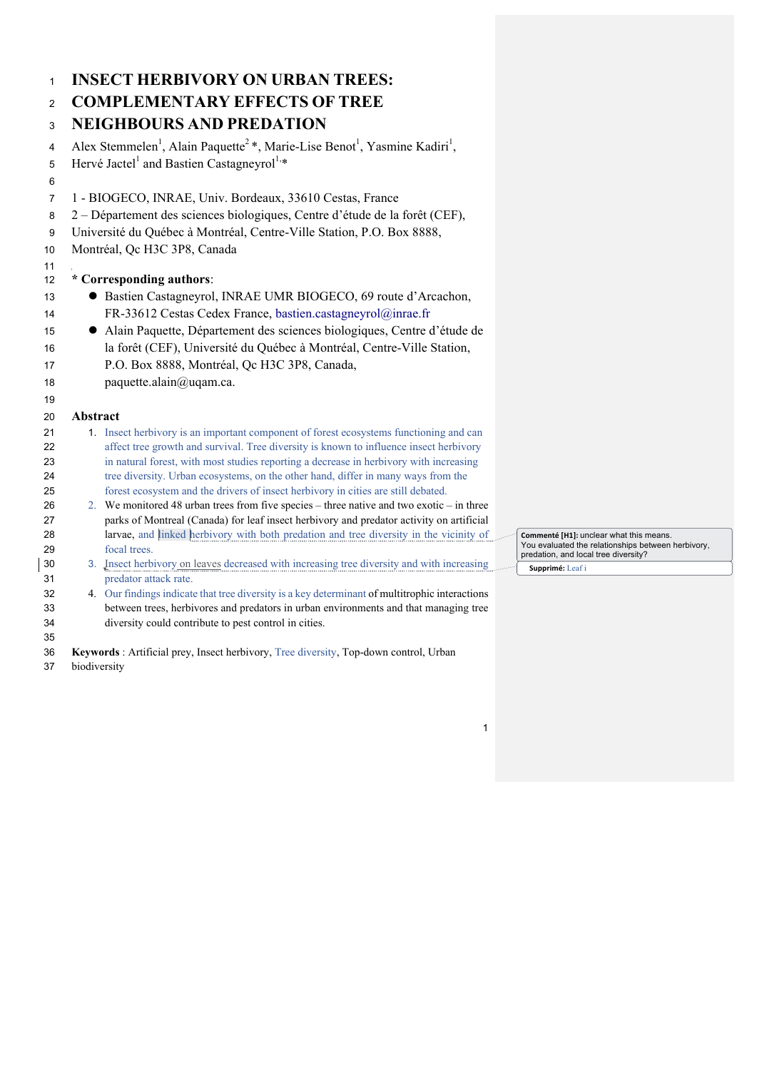# INSECT HERBIVORY ON URBAN TREES: COMPLEMENTARY EFFECTS OF TREE NEIGHBOURS AND PREDATION

Alex Stemmelen[1], Alain Paquette[2] *, Marie-Lise Benot[1], Yasmine Kadiri[1], Hervé Jactel[1] and Bastien Castagneyrol[1,*]

1 - BIOGECO, INRAE, Univ. Bordeaux, 33610 Cestas, France

2 – Département des sciences biologiques, Centre d'étude de la forêt (CEF), Université du Québec à Montréal, Centre-Ville Station, P.O. Box 8888, Montréal, Qc H3C 3P8, Canada

**\* Corresponding authors**:

- Bastien Castagneyrol, INRAE UMR BIOGECO, 69 route d'Arcachon, FR-33612 Cestas Cedex France, bastien.castagneyrol@inrae.fr
- Alain Paquette, Département des sciences biologiques, Centre d'étude de la forêt (CEF), Université du Québec à Montréal, Centre-Ville Station, P.O. Box 8888, Montréal, Qc H3C 3P8, Canada, paquette.alain@uqam.ca.

## Abstract

1. Insect herbivory is an important component of forest ecosystems functioning and can affect tree growth and survival. Tree diversity is known to influence insect herbivory in natural forest, with most studies reporting a decrease in herbivory with increasing tree diversity. Urban ecosystems, on the other hand, differ in many ways from the forest ecosystem and the drivers of insect herbivory in cities are still debated.
2. We monitored 48 urban trees from five species – three native and two exotic – in three parks of Montreal (Canada) for leaf insect herbivory and predator activity on artificial larvae, and linked herbivory with both predation and tree diversity in the vicinity of focal trees.
3. Insect herbivory on leaves decreased with increasing tree diversity and with increasing predator attack rate.
4. Our findings indicate that tree diversity is a key determinant of multitrophic interactions between trees, herbivores and predators in urban environments and that managing tree diversity could contribute to pest control in cities.

**Keywords** : Artificial prey, Insect herbivory, Tree diversity, Top-down control, Urban biodiversity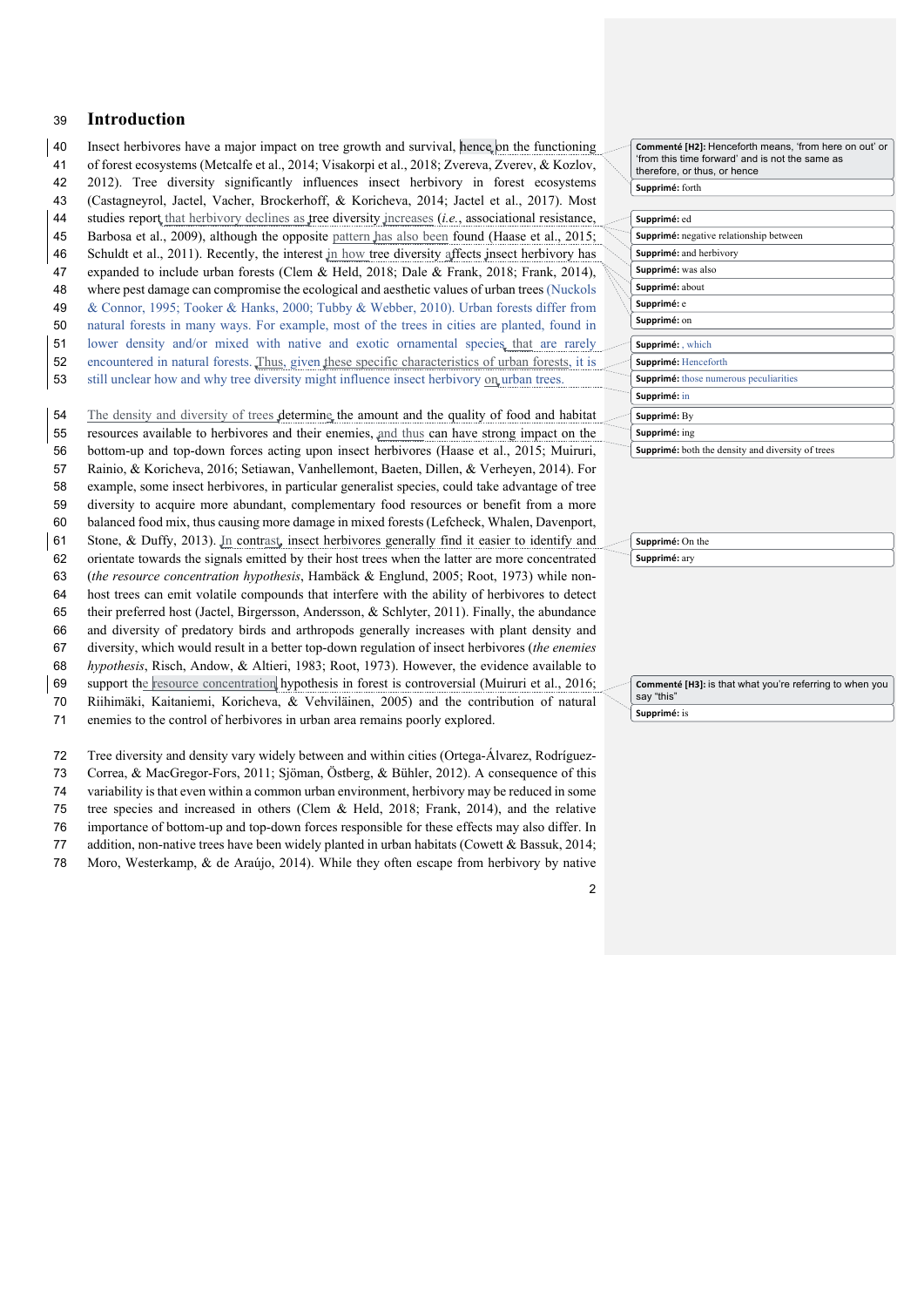# Introduction

Insect herbivores have a major impact on tree growth and survival, hence on the functioning of forest ecosystems (Metcalfe et al., 2014; Visakorpi et al., 2018; Zvereva, Zverev, & Kozlov, 2012). Tree diversity significantly influences insect herbivory in forest ecosystems (Castagneyrol, Jactel, Vacher, Brockerhoff, & Koricheva, 2014; Jactel et al., 2017). Most studies report that herbivory declines as tree diversity increases (*i.e.*, associational resistance, Barbosa et al., 2009), although the opposite pattern has also been found (Haase et al., 2015; Schuldt et al., 2011). Recently, the interest in how tree diversity affects insect herbivory has expanded to include urban forests (Clem & Held, 2018; Dale & Frank, 2018; Frank, 2014), where pest damage can compromise the ecological and aesthetic values of urban trees (Nuckols & Connor, 1995; Tooker & Hanks, 2000; Tubby & Webber, 2010). Urban forests differ from natural forests in many ways. For example, most of the trees in cities are planted, found in lower density and/or mixed with native and exotic ornamental species that are rarely encountered in natural forests. Thus, given these specific characteristics of urban forests, it is still unclear how and why tree diversity might influence insect herbivory on urban trees.

The density and diversity of trees determine the amount and the quality of food and habitat resources available to herbivores and their enemies, and thus can have strong impact on the bottom-up and top-down forces acting upon insect herbivores (Haase et al., 2015; Muiruri, Rainio, & Koricheva, 2016; Setiawan, Vanhellemont, Baeten, Dillen, & Verheyen, 2014). For example, some insect herbivores, in particular generalist species, could take advantage of tree diversity to acquire more abundant, complementary food resources or benefit from a more balanced food mix, thus causing more damage in mixed forests (Lefcheck, Whalen, Davenport, Stone, & Duffy, 2013). In contrast, insect herbivores generally find it easier to identify and orientate towards the signals emitted by their host trees when the latter are more concentrated (*the resource concentration hypothesis*, Hambäck & Englund, 2005; Root, 1973) while non-host trees can emit volatile compounds that interfere with the ability of herbivores to detect their preferred host (Jactel, Birgersson, Andersson, & Schlyter, 2011). Finally, the abundance and diversity of predatory birds and arthropods generally increases with plant density and diversity, which would result in a better top-down regulation of insect herbivores (*the enemies hypothesis*, Risch, Andow, & Altieri, 1983; Root, 1973). However, the evidence available to support the resource concentration hypothesis in forest is controversial (Muiruri et al., 2016; Riihimäki, Kaitaniemi, Koricheva, & Vehviläinen, 2005) and the contribution of natural enemies to the control of herbivores in urban area remains poorly explored.

Tree diversity and density vary widely between and within cities (Ortega-Álvarez, Rodríguez-Correa, & MacGregor-Fors, 2011; Sjöman, Östberg, & Bühler, 2012). A consequence of this variability is that even within a common urban environment, herbivory may be reduced in some tree species and increased in others (Clem & Held, 2018; Frank, 2014), and the relative importance of bottom-up and top-down forces responsible for these effects may also differ. In addition, non-native trees have been widely planted in urban habitats (Cowett & Bassuk, 2014; Moro, Westerkamp, & de Araújo, 2014). While they often escape from herbivory by native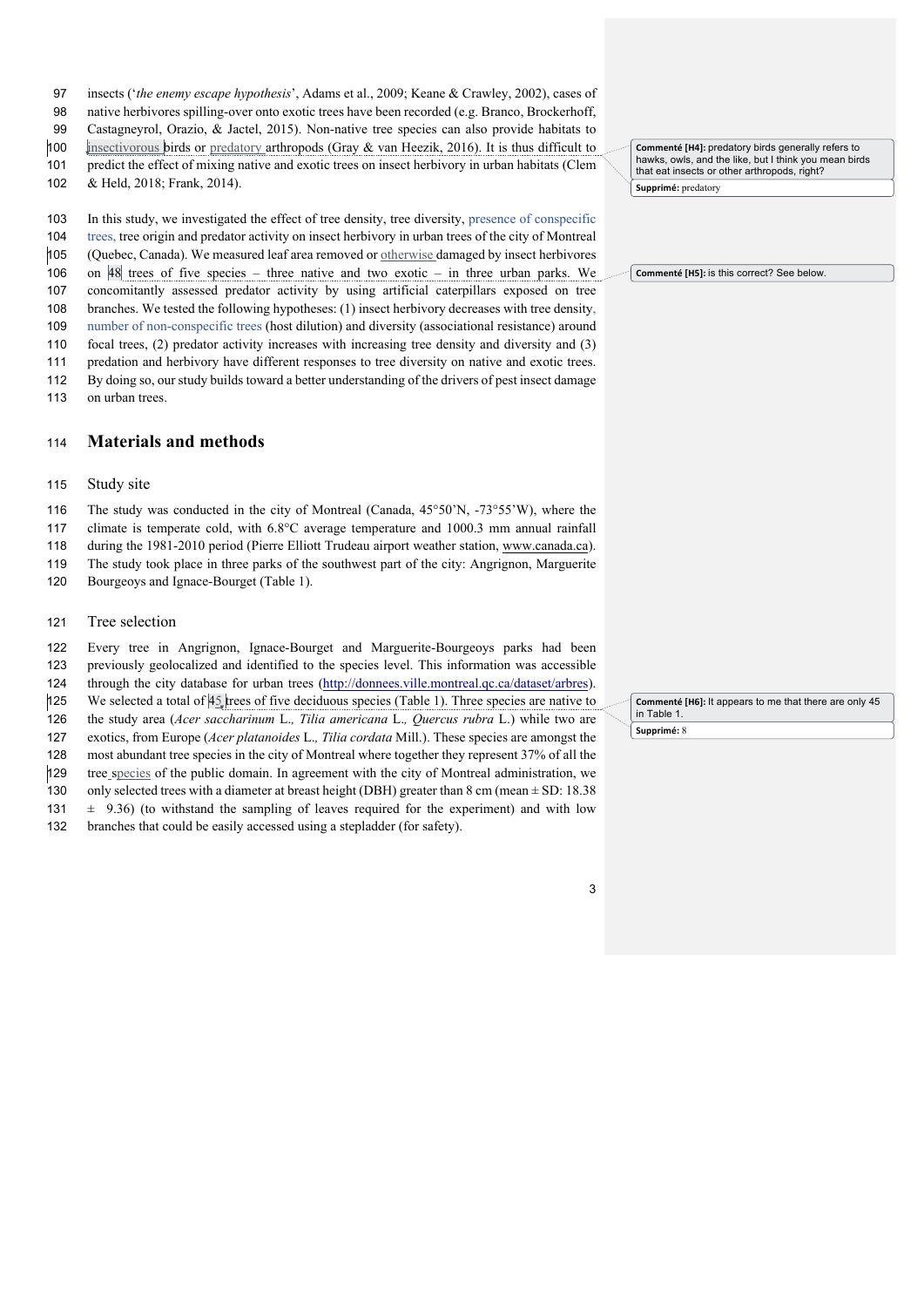insects ('*the enemy escape hypothesis*', Adams et al., 2009; Keane & Crawley, 2002), cases of native herbivores spilling-over onto exotic trees have been recorded (e.g. Branco, Brockerhoff, Castagneyrol, Orazio, & Jactel, 2015). Non-native tree species can also provide habitats to insectivorous birds or predatory arthropods (Gray & van Heezik, 2016). It is thus difficult to predict the effect of mixing native and exotic trees on insect herbivory in urban habitats (Clem & Held, 2018; Frank, 2014).

In this study, we investigated the effect of tree density, tree diversity, presence of conspecific trees, tree origin and predator activity on insect herbivory in urban trees of the city of Montreal (Quebec, Canada). We measured leaf area removed or otherwise damaged by insect herbivores on 48 trees of five species – three native and two exotic – in three urban parks. We concomitantly assessed predator activity by using artificial caterpillars exposed on tree branches. We tested the following hypotheses: (1) insect herbivory decreases with tree density, number of non-conspecific trees (host dilution) and diversity (associational resistance) around focal trees, (2) predator activity increases with increasing tree density and diversity and (3) predation and herbivory have different responses to tree diversity on native and exotic trees. By doing so, our study builds toward a better understanding of the drivers of pest insect damage on urban trees.

# Materials and methods

## Study site

The study was conducted in the city of Montreal (Canada, 45°50'N, -73°55'W), where the climate is temperate cold, with 6.8°C average temperature and 1000.3 mm annual rainfall during the 1981-2010 period (Pierre Elliott Trudeau airport weather station, www.canada.ca). The study took place in three parks of the southwest part of the city: Angrignon, Marguerite Bourgeoys and Ignace-Bourget (Table 1).

## Tree selection

Every tree in Angrignon, Ignace-Bourget and Marguerite-Bourgeoys parks had been previously geolocalized and identified to the species level. This information was accessible through the city database for urban trees (http://donnees.ville.montreal.qc.ca/dataset/arbres). We selected a total of 45 trees of five deciduous species (Table 1). Three species are native to the study area (*Acer saccharinum* L.*, Tilia americana* L.*, Quercus rubra* L.) while two are exotics, from Europe (*Acer platanoides* L.*, Tilia cordata* Mill.). These species are amongst the most abundant tree species in the city of Montreal where together they represent 37% of all the tree species of the public domain. In agreement with the city of Montreal administration, we only selected trees with a diameter at breast height (DBH) greater than 8 cm (mean ± SD: 18.38 ± 9.36) (to withstand the sampling of leaves required for the experiment) and with low branches that could be easily accessed using a stepladder (for safety).

Commenté [H4]: predatory birds generally refers to hawks, owls, and the like, but I think you mean birds that eat insects or other arthropods, right?
Supprimé: predatory

Commenté [H5]: is this correct? See below.

Commenté [H6]: It appears to me that there are only 45 in Table 1.
Supprimé: 8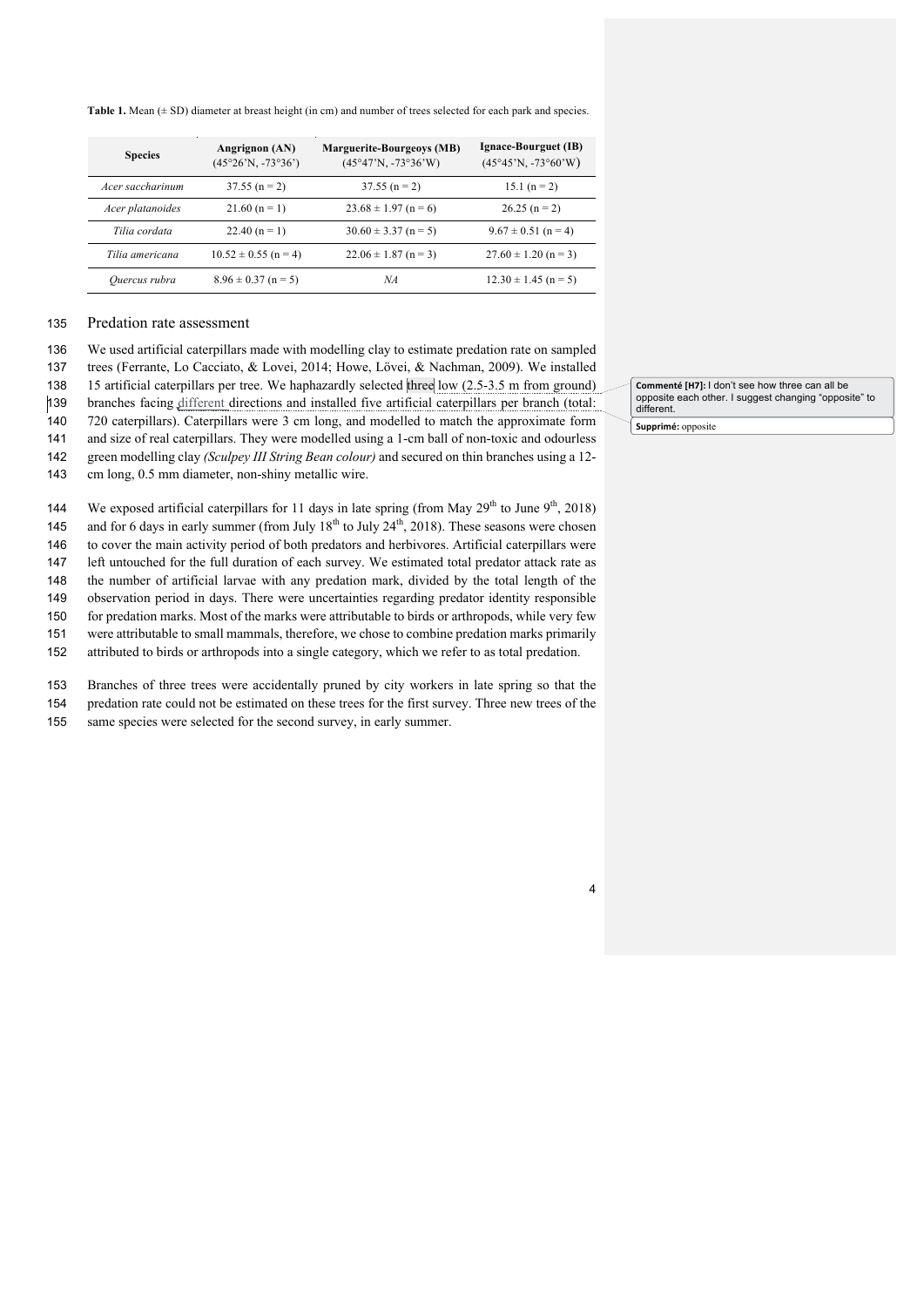**Table 1.** Mean (± SD) diameter at breast height (in cm) and number of trees selected for each park and species.

| Species | Angrignon (AN) (45°26'N, -73°36') | Marguerite-Bourgeoys (MB) (45°47'N, -73°36'W) | Ignace-Bourguet (IB) (45°45'N, -73°60'W) |
|---|---|---|---|
| *Acer saccharinum* | 37.55 (n = 2) | 37.55 (n = 2) | 15.1 (n = 2) |
| *Acer platanoides* | 21.60 (n = 1) | 23.68 ± 1.97 (n = 6) | 26.25 (n = 2) |
| *Tilia cordata* | 22.40 (n = 1) | 30.60 ± 3.37 (n = 5) | 9.67 ± 0.51 (n = 4) |
| *Tilia americana* | 10.52 ± 0.55 (n = 4) | 22.06 ± 1.87 (n = 3) | 27.60 ± 1.20 (n = 3) |
| *Quercus rubra* | 8.96 ± 0.37 (n = 5) | *NA* | 12.30 ± 1.45 (n = 5) |

## Predation rate assessment

We used artificial caterpillars made with modelling clay to estimate predation rate on sampled trees (Ferrante, Lo Cacciato, & Lovei, 2014; Howe, Lövei, & Nachman, 2009). We installed 15 artificial caterpillars per tree. We haphazardly selected three low (2.5-3.5 m from ground) branches facing different directions and installed five artificial caterpillars per branch (total: 720 caterpillars). Caterpillars were 3 cm long, and modelled to match the approximate form and size of real caterpillars. They were modelled using a 1-cm ball of non-toxic and odourless green modelling clay *(Sculpey III String Bean colour)* and secured on thin branches using a 12-cm long, 0.5 mm diameter, non-shiny metallic wire.

We exposed artificial caterpillars for 11 days in late spring (from May 29th to June 9th, 2018) and for 6 days in early summer (from July 18th to July 24th, 2018). These seasons were chosen to cover the main activity period of both predators and herbivores. Artificial caterpillars were left untouched for the full duration of each survey. We estimated total predator attack rate as the number of artificial larvae with any predation mark, divided by the total length of the observation period in days. There were uncertainties regarding predator identity responsible for predation marks. Most of the marks were attributable to birds or arthropods, while very few were attributable to small mammals, therefore, we chose to combine predation marks primarily attributed to birds or arthropods into a single category, which we refer to as total predation.

Branches of three trees were accidentally pruned by city workers in late spring so that the predation rate could not be estimated on these trees for the first survey. Three new trees of the same species were selected for the second survey, in early summer.

**Commenté [H7]:** I don't see how three can all be opposite each other. I suggest changing "opposite" to different.

**Supprimé:** opposite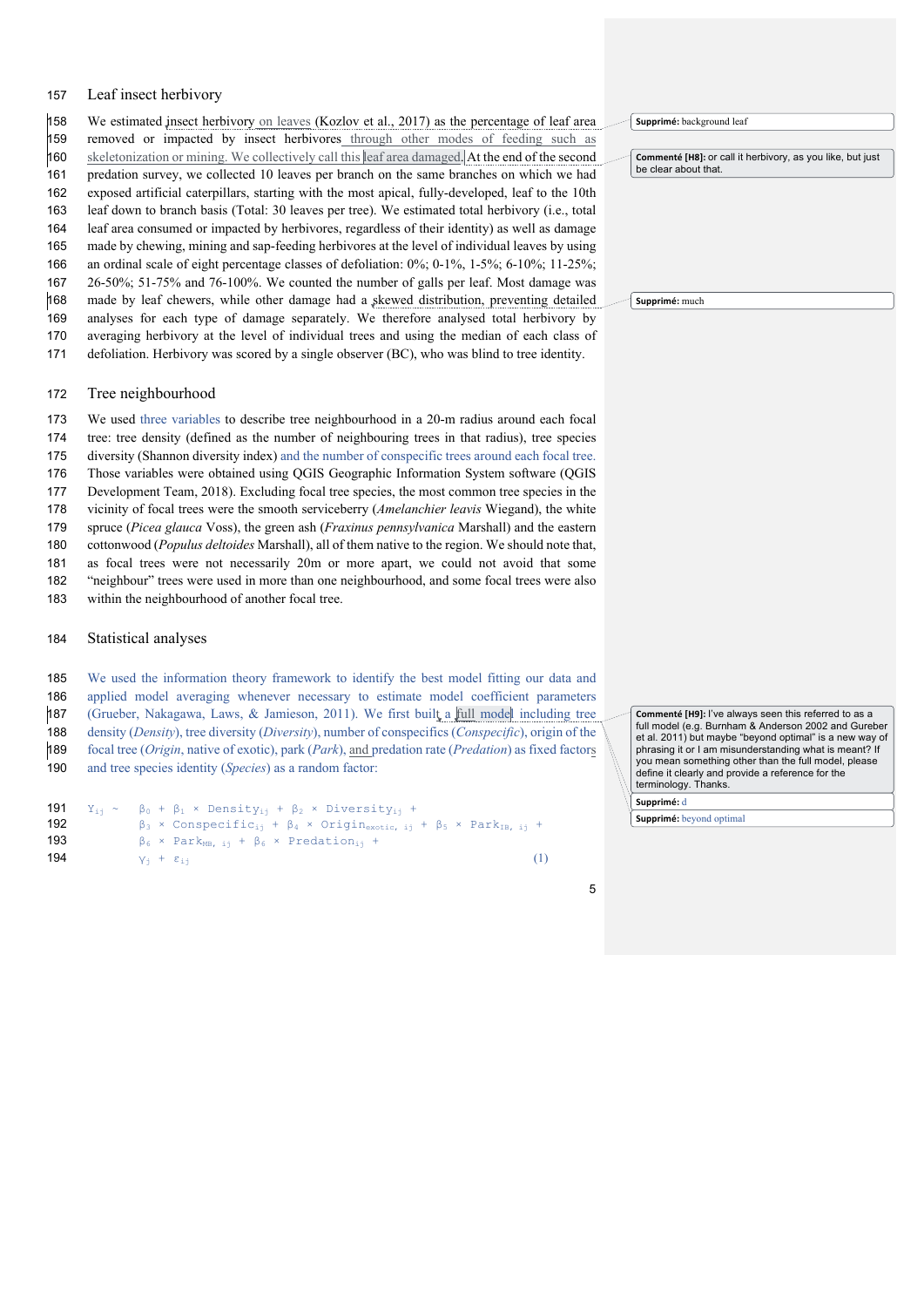## Leaf insect herbivory

We estimated insect herbivory on leaves (Kozlov et al., 2017) as the percentage of leaf area removed or impacted by insect herbivores through other modes of feeding such as skeletonization or mining. We collectively call this leaf area damaged. At the end of the second predation survey, we collected 10 leaves per branch on the same branches on which we had exposed artificial caterpillars, starting with the most apical, fully-developed, leaf to the 10th leaf down to branch basis (Total: 30 leaves per tree). We estimated total herbivory (i.e., total leaf area consumed or impacted by herbivores, regardless of their identity) as well as damage made by chewing, mining and sap-feeding herbivores at the level of individual leaves by using an ordinal scale of eight percentage classes of defoliation: 0%; 0-1%, 1-5%; 6-10%; 11-25%; 26-50%; 51-75% and 76-100%. We counted the number of galls per leaf. Most damage was made by leaf chewers, while other damage had a skewed distribution, preventing detailed analyses for each type of damage separately. We therefore analysed total herbivory by averaging herbivory at the level of individual trees and using the median of each class of defoliation. Herbivory was scored by a single observer (BC), who was blind to tree identity.

## Tree neighbourhood

We used three variables to describe tree neighbourhood in a 20-m radius around each focal tree: tree density (defined as the number of neighbouring trees in that radius), tree species diversity (Shannon diversity index) and the number of conspecific trees around each focal tree. Those variables were obtained using QGIS Geographic Information System software (QGIS Development Team, 2018). Excluding focal tree species, the most common tree species in the vicinity of focal trees were the smooth serviceberry (*Amelanchier leavis* Wiegand), the white spruce (*Picea glauca* Voss), the green ash (*Fraxinus pennsylvanica* Marshall) and the eastern cottonwood (*Populus deltoides* Marshall), all of them native to the region. We should note that, as focal trees were not necessarily 20m or more apart, we could not avoid that some "neighbour" trees were used in more than one neighbourhood, and some focal trees were also within the neighbourhood of another focal tree.

## Statistical analyses

We used the information theory framework to identify the best model fitting our data and applied model averaging whenever necessary to estimate model coefficient parameters (Grueber, Nakagawa, Laws, & Jamieson, 2011). We first built a full model including tree density (*Density*), tree diversity (*Diversity*), number of conspecifics (*Conspecific*), origin of the focal tree (*Origin*, native of exotic), park (*Park*), and predation rate (*Predation*) as fixed factors and tree species identity (*Species*) as a random factor:

$$
\begin{aligned}
Y_{ij} \sim\ & \beta_0 + \beta_1 \times \text{Density}_{ij} + \beta_2 \times \text{Diversity}_{ij} + \\
& \beta_3 \times \text{Conspecific}_{ij} + \beta_4 \times \text{Origin}_{\text{exotic},\ ij} + \beta_5 \times \text{Park}_{\text{IB},\ ij} + \\
& \beta_6 \times \text{Park}_{\text{MB},\ ij} + \beta_6 \times \text{Predation}_{ij} + \\
& \gamma_j + \varepsilon_{ij} \qquad (1)
\end{aligned}
$$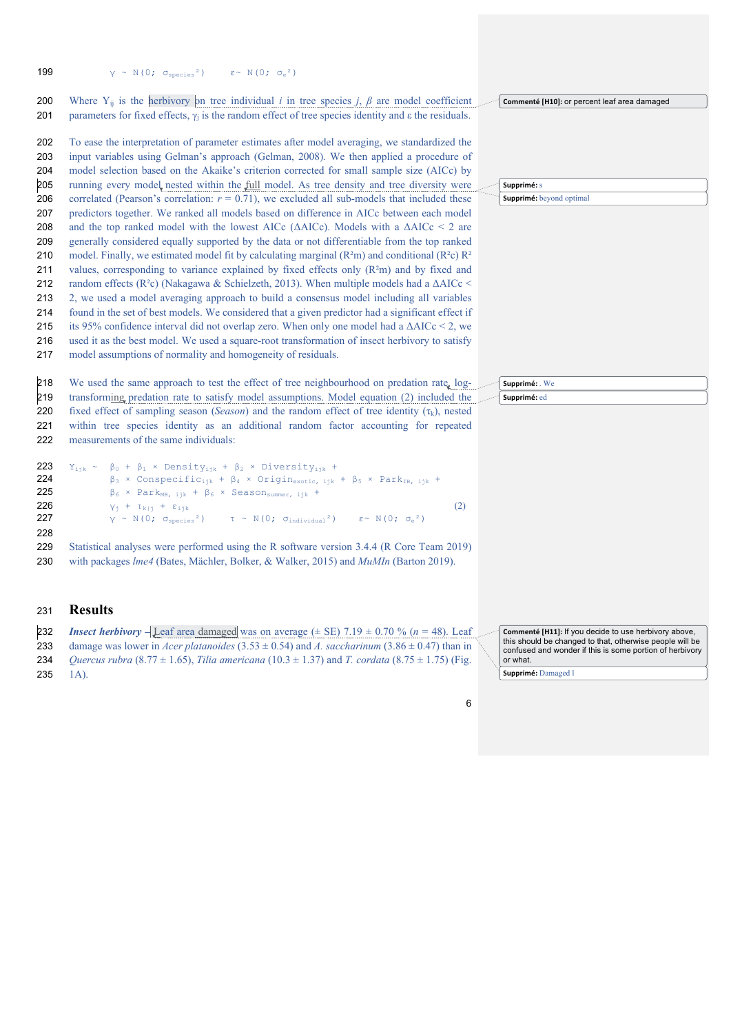$$\gamma \sim N(0;\ \sigma_{species}^2) \qquad \varepsilon \sim N(0;\ \sigma_e^2)$$

Where $Y_{ij}$ is the herbivory on tree individual $i$ in tree species $j$, $\beta$ are model coefficient parameters for fixed effects, $\gamma_j$ is the random effect of tree species identity and ε the residuals.

To ease the interpretation of parameter estimates after model averaging, we standardized the input variables using Gelman's approach (Gelman, 2008). We then applied a procedure of model selection based on the Akaike's criterion corrected for small sample size (AICc) by running every model nested within the full model. As tree density and tree diversity were correlated (Pearson's correlation: $r = 0.71$), we excluded all sub-models that included these predictors together. We ranked all models based on difference in AICc between each model and the top ranked model with the lowest AICc (ΔAICc). Models with a ΔAICc < 2 are generally considered equally supported by the data or not differentiable from the top ranked model. Finally, we estimated model fit by calculating marginal ($R^2m$) and conditional ($R^2c$) $R^2$ values, corresponding to variance explained by fixed effects only ($R^2m$) and by fixed and random effects ($R^2c$) (Nakagawa & Schielzeth, 2013). When multiple models had a ΔAICc < 2, we used a model averaging approach to build a consensus model including all variables found in the set of best models. We considered that a given predictor had a significant effect if its 95% confidence interval did not overlap zero. When only one model had a ΔAICc < 2, we used it as the best model. We used a square-root transformation of insect herbivory to satisfy model assumptions of normality and homogeneity of residuals.

We used the same approach to test the effect of tree neighbourhood on predation rate, log-transforming predation rate to satisfy model assumptions. Model equation (2) included the fixed effect of sampling season (*Season*) and the random effect of tree identity ($\tau_k$), nested within tree species identity as an additional random factor accounting for repeated measurements of the same individuals:

$$\begin{aligned} Y_{ijk} \sim\ & \beta_0 + \beta_1 \times Density_{ijk} + \beta_2 \times Diversity_{ijk} + \\ & \beta_3 \times Conspecific_{ijk} + \beta_4 \times Origin_{exotic,\ ijk} + \beta_5 \times Park_{IB,\ ijk} + \\ & \beta_6 \times Park_{MB,\ ijk} + \beta_6 \times Season_{summer,\ ijk} + \\ & \gamma_j + \tau_{k|j} + \varepsilon_{ijk} \end{aligned} \qquad (2)$$

$$\gamma \sim N(0;\ \sigma_{species}^2) \qquad \tau \sim N(0;\ \sigma_{individual}^2) \qquad \varepsilon \sim N(0;\ \sigma_e^2)$$

Statistical analyses were performed using the R software version 3.4.4 (R Core Team 2019) with packages *lme4* (Bates, Mächler, Bolker, & Walker, 2015) and *MuMIn* (Barton 2019).

# Results

***Insect herbivory*** – Leaf area damaged was on average (± SE) 7.19 ± 0.70 % ($n$ = 48). Leaf damage was lower in *Acer platanoides* (3.53 ± 0.54) and *A. saccharinum* (3.86 ± 0.47) than in *Quercus rubra* (8.77 ± 1.65), *Tilia americana* (10.3 ± 1.37) and *T. cordata* (8.75 ± 1.75) (Fig. 1A).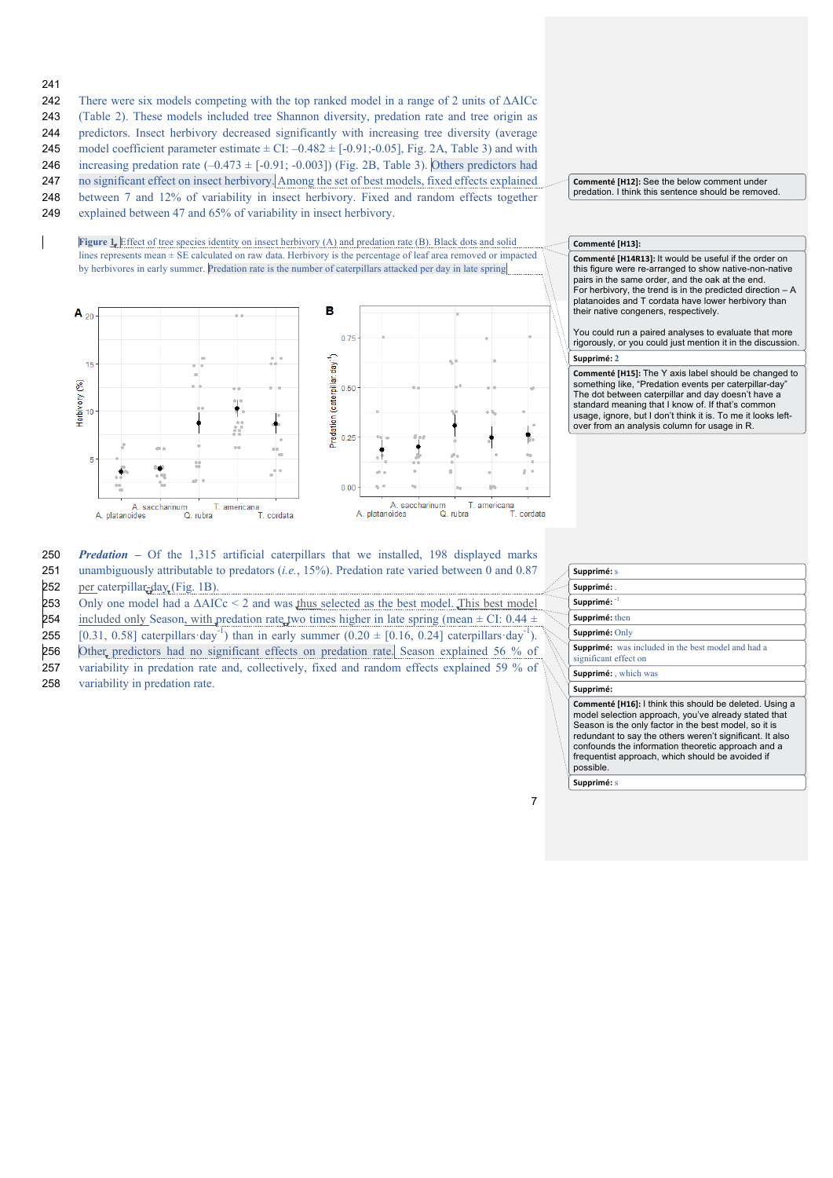241

242 There were six models competing with the top ranked model in a range of 2 units of ΔAICc

243 (Table 2). These models included tree Shannon diversity, predation rate and tree origin as

244 predictors. Insect herbivory decreased significantly with increasing tree diversity (average

245 model coefficient parameter estimate ± CI: –0.482 ± [-0.91;-0.05], Fig. 2A, Table 3) and with

246 increasing predation rate (–0.473 ± [-0.91; -0.003]) (Fig. 2B, Table 3). Others predictors had

247 no significant effect on insect herbivory. Among the set of best models, fixed effects explained

248 between 7 and 12% of variability in insect herbivory. Fixed and random effects together

249 explained between 47 and 65% of variability in insect herbivory.

Figure 1. Effect of tree species identity on insect herbivory (A) and predation rate (B). Black dots and solid lines represents mean ± SE calculated on raw data. Herbivory is the percentage of leaf area removed or impacted by herbivores in early summer. Predation rate is the number of caterpillars attacked per day in late spring

250 ***Predation*** – Of the 1,315 artificial caterpillars that we installed, 198 displayed marks

251 unambiguously attributable to predators (*i.e.*, 15%). Predation rate varied between 0 and 0.87

252 per caterpillar day (Fig. 1B).

253 Only one model had a ΔAICc < 2 and was thus selected as the best model. This best model

254 included only Season, with predation rate two times higher in late spring (mean ± CI: 0.44 ±

255 [0.31, 0.58] caterpillars·day$^{-1}$) than in early summer (0.20 ± [0.16, 0.24] caterpillars·day$^{-1}$).

256 Other predictors had no significant effects on predation rate. Season explained 56 % of

257 variability in predation rate and, collectively, fixed and random effects explained 59 % of

258 variability in predation rate.

**Commenté [H12]:** See the below comment under predation. I think this sentence should be removed.

**Commenté [H13]:**

**Commenté [H14R13]:** It would be useful if the order on this figure were re-arranged to show native-non-native pairs in the same order, and the oak at the end.
For herbivory, the trend is in the predicted direction – A platanoides and T cordata have lower herbivory than their native congeners, respectively.

You could run a paired analyses to evaluate that more rigorously, or you could just mention it in the discussion.

**Supprimé:** 2

**Commenté [H15]:** The Y axis label should be changed to something like, "Predation events per caterpillar-day" The dot between caterpillar and day doesn't have a standard meaning that I know of. If that's common usage, ignore, but I don't think it is. To me it looks left-over from an analysis column for usage in R.

**Supprimé:** s

**Supprimé:** .

**Supprimé:** $^{-1}$

**Supprimé:** then

**Supprimé:** Only

**Supprimé:** was included in the best model and had a significant effect on

**Supprimé:** , which was

**Supprimé:**

**Commenté [H16]:** I think this should be deleted. Using a model selection approach, you've already stated that Season is the only factor in the best model, so it is redundant to say the others weren't significant. It also confounds the information theoretic approach and a frequentist approach, which should be avoided if possible.

**Supprimé:** s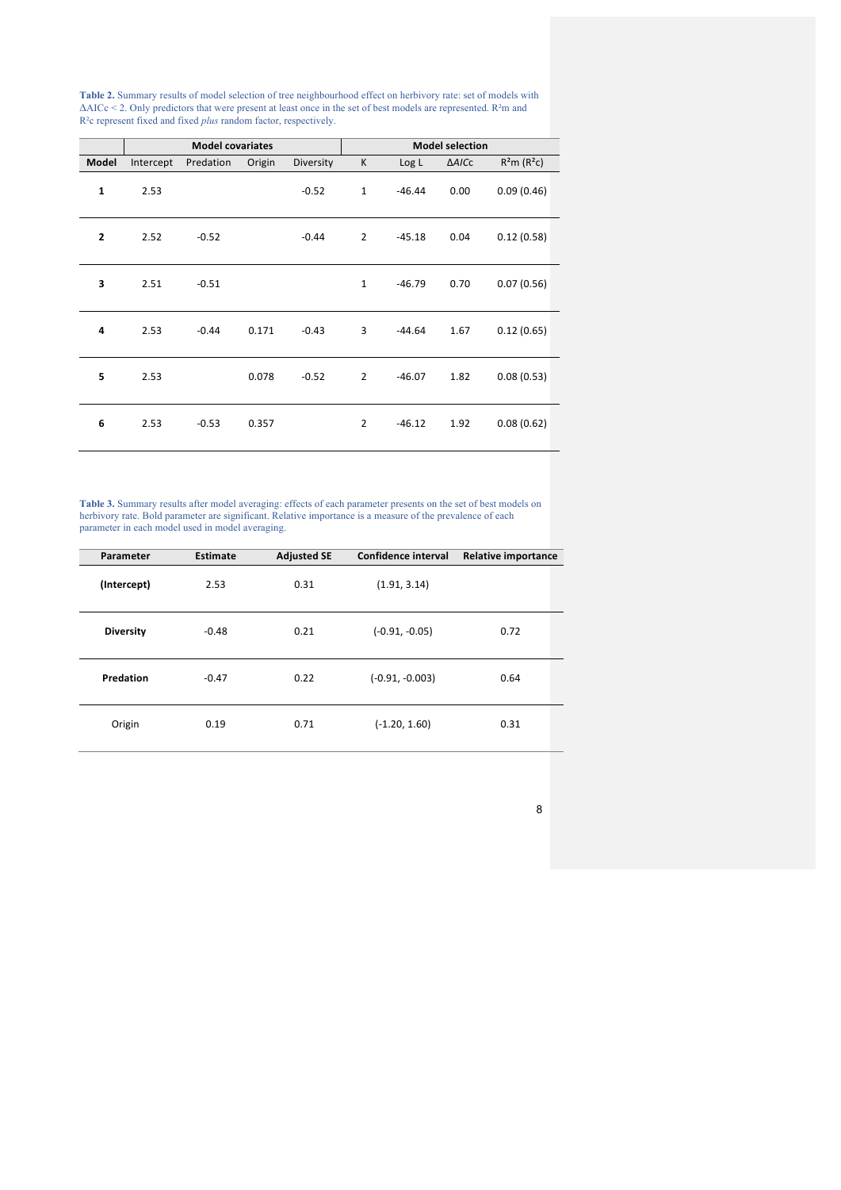**Table 2.** Summary results of model selection of tree neighbourhood effect on herbivory rate: set of models with ΔAICc < 2. Only predictors that were present at least once in the set of best models are represented. $R^2m$ and $R^2c$ represent fixed and fixed *plus* random factor, respectively.

| | Model covariates | | | | Model selection | | | |
|---|---|---|---|---|---|---|---|---|
| **Model** | Intercept | Predation | Origin | Diversity | K | Log L | Δ*AICc* | $R^2m$ ($R^2c$) |
| **1** | 2.53 | | | -0.52 | 1 | -46.44 | 0.00 | 0.09 (0.46) |
| **2** | 2.52 | -0.52 | | -0.44 | 2 | -45.18 | 0.04 | 0.12 (0.58) |
| **3** | 2.51 | -0.51 | | | 1 | -46.79 | 0.70 | 0.07 (0.56) |
| **4** | 2.53 | -0.44 | 0.171 | -0.43 | 3 | -44.64 | 1.67 | 0.12 (0.65) |
| **5** | 2.53 | | 0.078 | -0.52 | 2 | -46.07 | 1.82 | 0.08 (0.53) |
| **6** | 2.53 | -0.53 | 0.357 | | 2 | -46.12 | 1.92 | 0.08 (0.62) |

**Table 3.** Summary results after model averaging: effects of each parameter presents on the set of best models on herbivory rate. Bold parameter are significant. Relative importance is a measure of the prevalence of each parameter in each model used in model averaging.

| Parameter | Estimate | Adjusted SE | Confidence interval | Relative importance |
|---|---|---|---|---|
| **(Intercept)** | 2.53 | 0.31 | (1.91, 3.14) | |
| **Diversity** | -0.48 | 0.21 | (-0.91, -0.05) | 0.72 |
| **Predation** | -0.47 | 0.22 | (-0.91, -0.003) | 0.64 |
| Origin | 0.19 | 0.71 | (-1.20, 1.60) | 0.31 |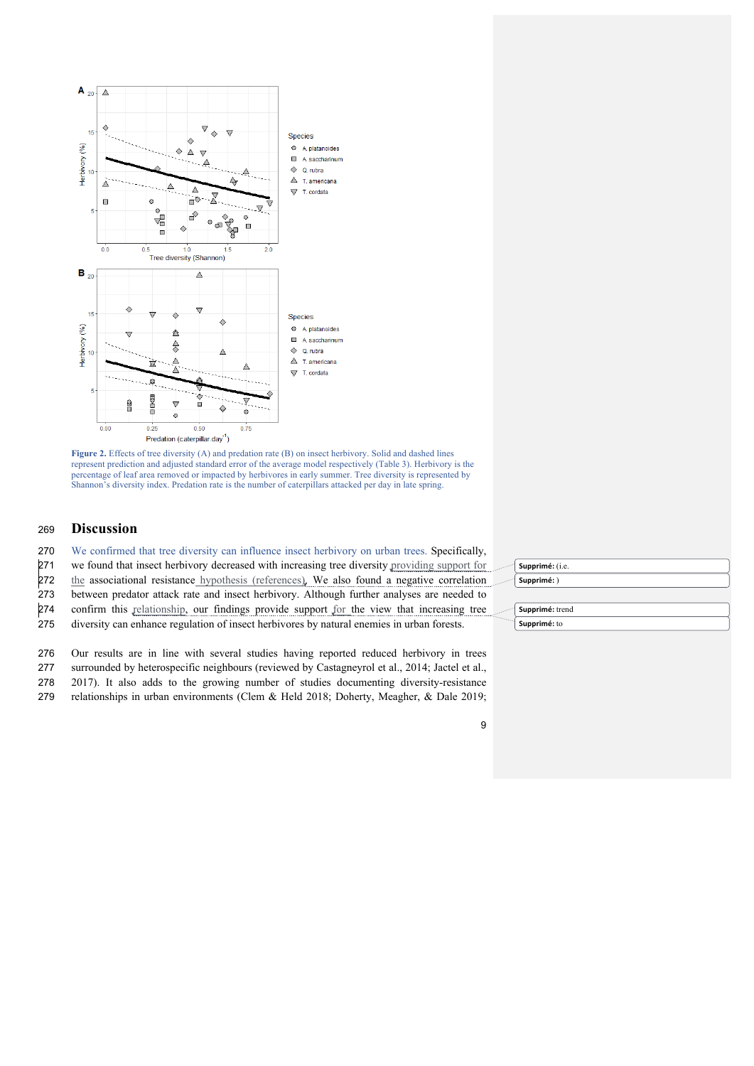**Figure 2.** Effects of tree diversity (A) and predation rate (B) on insect herbivory. Solid and dashed lines represent prediction and adjusted standard error of the average model respectively (Table 3). Herbivory is the percentage of leaf area removed or impacted by herbivores in early summer. Tree diversity is represented by Shannon's diversity index. Predation rate is the number of caterpillars attacked per day in late spring.

## Discussion

We confirmed that tree diversity can influence insect herbivory on urban trees. Specifically, we found that insect herbivory decreased with increasing tree diversity providing support for the associational resistance hypothesis (references). We also found a negative correlation between predator attack rate and insect herbivory. Although further analyses are needed to confirm this relationship, our findings provide support for the view that increasing tree diversity can enhance regulation of insect herbivores by natural enemies in urban forests.

Our results are in line with several studies having reported reduced herbivory in trees surrounded by heterospecific neighbours (reviewed by Castagneyrol et al., 2014; Jactel et al., 2017). It also adds to the growing number of studies documenting diversity-resistance relationships in urban environments (Clem & Held 2018; Doherty, Meagher, & Dale 2019;

Supprimé: (i.e.

Supprimé: )

Supprimé: trend

Supprimé: to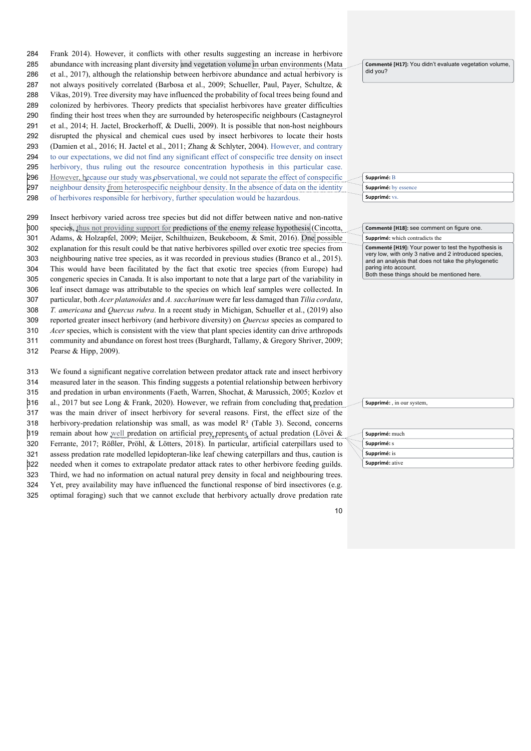Frank 2014). However, it conflicts with other results suggesting an increase in herbivore abundance with increasing plant diversity and vegetation volume in urban environments (Mata et al., 2017), although the relationship between herbivore abundance and actual herbivory is not always positively correlated (Barbosa et al., 2009; Schueller, Paul, Payer, Schultze, & Vikas, 2019). Tree diversity may have influenced the probability of focal trees being found and colonized by herbivores. Theory predicts that specialist herbivores have greater difficulties finding their host trees when they are surrounded by heterospecific neighbours (Castagneyrol et al., 2014; H. Jactel, Brockerhoff, & Duelli, 2009). It is possible that non-host neighbours disrupted the physical and chemical cues used by insect herbivores to locate their hosts (Damien et al., 2016; H. Jactel et al., 2011; Zhang & Schlyter, 2004). However, and contrary to our expectations, we did not find any significant effect of conspecific tree density on insect herbivory, thus ruling out the resource concentration hypothesis in this particular case. However, because our study was observational, we could not separate the effect of conspecific neighbour density from heterospecific neighbour density. In the absence of data on the identity of herbivores responsible for herbivory, further speculation would be hazardous.

Insect herbivory varied across tree species but did not differ between native and non-native species, thus not providing support for predictions of the enemy release hypothesis (Cincotta, Adams, & Holzapfel, 2009; Meijer, Schilthuizen, Beukeboom, & Smit, 2016). One possible explanation for this result could be that native herbivores spilled over exotic tree species from neighbouring native tree species, as it was recorded in previous studies (Branco et al., 2015). This would have been facilitated by the fact that exotic tree species (from Europe) had congeneric species in Canada. It is also important to note that a large part of the variability in leaf insect damage was attributable to the species on which leaf samples were collected. In particular, both *Acer platanoides* and *A. saccharinum* were far less damaged than *Tilia cordata*, *T. americana* and *Quercus rubra*. In a recent study in Michigan, Schueller et al., (2019) also reported greater insect herbivory (and herbivore diversity) on *Quercus* species as compared to *Acer* species, which is consistent with the view that plant species identity can drive arthropods community and abundance on forest host trees (Burghardt, Tallamy, & Gregory Shriver, 2009; Pearse & Hipp, 2009).

We found a significant negative correlation between predator attack rate and insect herbivory measured later in the season. This finding suggests a potential relationship between herbivory and predation in urban environments (Faeth, Warren, Shochat, & Marussich, 2005; Kozlov et al., 2017 but see Long & Frank, 2020). However, we refrain from concluding that predation was the main driver of insect herbivory for several reasons. First, the effect size of the herbivory-predation relationship was small, as was model $R^2$ (Table 3). Second, concerns remain about how well predation on artificial prey represents of actual predation (Lövei & Ferrante, 2017; Rößler, Pröhl, & Lötters, 2018). In particular, artificial caterpillars used to assess predation rate modelled lepidopteran-like leaf chewing caterpillars and thus, caution is needed when it comes to extrapolate predator attack rates to other herbivore feeding guilds. Third, we had no information on actual natural prey density in focal and neighbouring trees. Yet, prey availability may have influenced the functional response of bird insectivores (e.g. optimal foraging) such that we cannot exclude that herbivory actually drove predation rate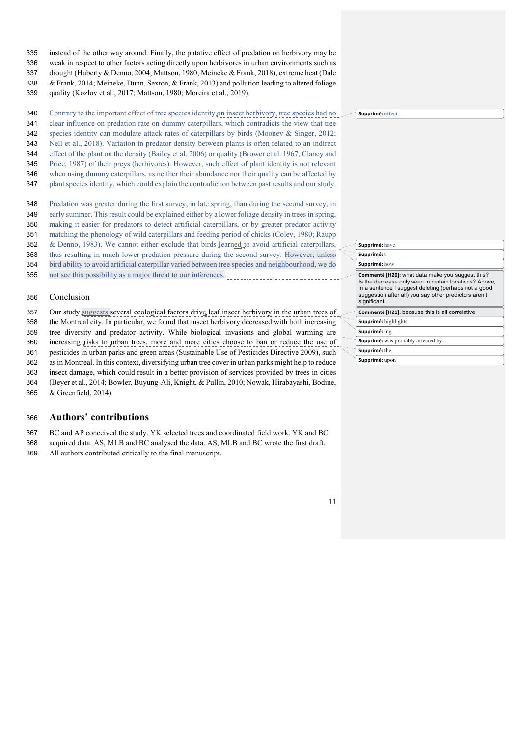instead of the other way around. Finally, the putative effect of predation on herbivory may be weak in respect to other factors acting directly upon herbivores in urban environments such as drought (Huberty & Denno, 2004; Mattson, 1980; Meineke & Frank, 2018), extreme heat (Dale & Frank, 2014; Meineke, Dunn, Sexton, & Frank, 2013) and pollution leading to altered foliage quality (Kozlov et al., 2017; Mattson, 1980; Moreira et al., 2019).

Contrary to the important effect of tree species identity on insect herbivory, tree species had no clear influence on predation rate on dummy caterpillars, which contradicts the view that tree species identity can modulate attack rates of caterpillars by birds (Mooney & Singer, 2012; Nell et al., 2018). Variation in predator density between plants is often related to an indirect effect of the plant on the density (Bailey et al. 2006) or quality (Brower et al. 1967, Clancy and Price, 1987) of their preys (herbivores). However, such effect of plant identity is not relevant when using dummy caterpillars, as neither their abundance nor their quality can be affected by plant species identity, which could explain the contradiction between past results and our study.

Predation was greater during the first survey, in late spring, than during the second survey, in early summer. This result could be explained either by a lower foliage density in trees in spring, making it easier for predators to detect artificial caterpillars, or by greater predator activity matching the phenology of wild caterpillars and feeding period of chicks (Coley, 1980; Raupp & Denno, 1983). We cannot either exclude that birds learned to avoid artificial caterpillars, thus resulting in much lower predation pressure during the second survey. However, unless bird ability to avoid artificial caterpillar varied between tree species and neighbourhood, we do not see this possibility as a major threat to our inferences.

## Conclusion

Our study suggests several ecological factors drive leaf insect herbivory in the urban trees of the Montreal city. In particular, we found that insect herbivory decreased with both increasing tree diversity and predator activity. While biological invasions and global warming are increasing risks to urban trees, more and more cities choose to ban or reduce the use of pesticides in urban parks and green areas (Sustainable Use of Pesticides Directive 2009), such as in Montreal. In this context, diversifying urban tree cover in urban parks might help to reduce insect damage, which could result in a better provision of services provided by trees in cities (Beyer et al., 2014; Bowler, Buyung-Ali, Knight, & Pullin, 2010; Nowak, Hirabayashi, Bodine, & Greenfield, 2014).

## Authors' contributions

BC and AP conceived the study. YK selected trees and coordinated field work. YK and BC acquired data. AS, MLB and BC analysed the data. AS, MLB and BC wrote the first draft. All authors contributed critically to the final manuscript.

Supprimé: effect

Supprimé: have

Supprimé: t

Supprimé: how

Commenté [H20]: what data make you suggest this? Is the decrease only seen in certain locations? Above, in a sentence I suggest deleting (perhaps not a good suggestion after all) you say other predictors aren't significant.

Commenté [H21]: because this is all correlative

Supprimé: highlights

Supprimé: ing

Supprimé: was probably affected by

Supprimé: the

Supprimé: upon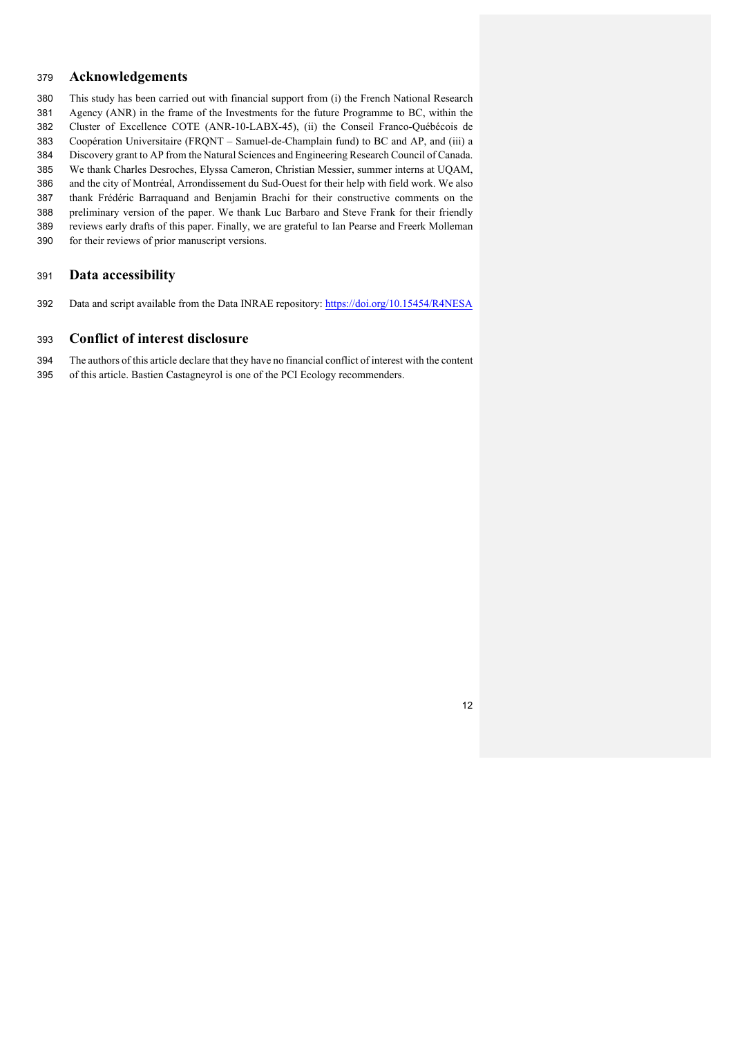## Acknowledgements

This study has been carried out with financial support from (i) the French National Research Agency (ANR) in the frame of the Investments for the future Programme to BC, within the Cluster of Excellence COTE (ANR-10-LABX-45), (ii) the Conseil Franco-Québécois de Coopération Universitaire (FRQNT – Samuel-de-Champlain fund) to BC and AP, and (iii) a Discovery grant to AP from the Natural Sciences and Engineering Research Council of Canada. We thank Charles Desroches, Elyssa Cameron, Christian Messier, summer interns at UQAM, and the city of Montréal, Arrondissement du Sud-Ouest for their help with field work. We also thank Frédéric Barraquand and Benjamin Brachi for their constructive comments on the preliminary version of the paper. We thank Luc Barbaro and Steve Frank for their friendly reviews early drafts of this paper. Finally, we are grateful to Ian Pearse and Freerk Molleman for their reviews of prior manuscript versions.

## Data accessibility

Data and script available from the Data INRAE repository: https://doi.org/10.15454/R4NESA

## Conflict of interest disclosure

The authors of this article declare that they have no financial conflict of interest with the content of this article. Bastien Castagneyrol is one of the PCI Ecology recommenders.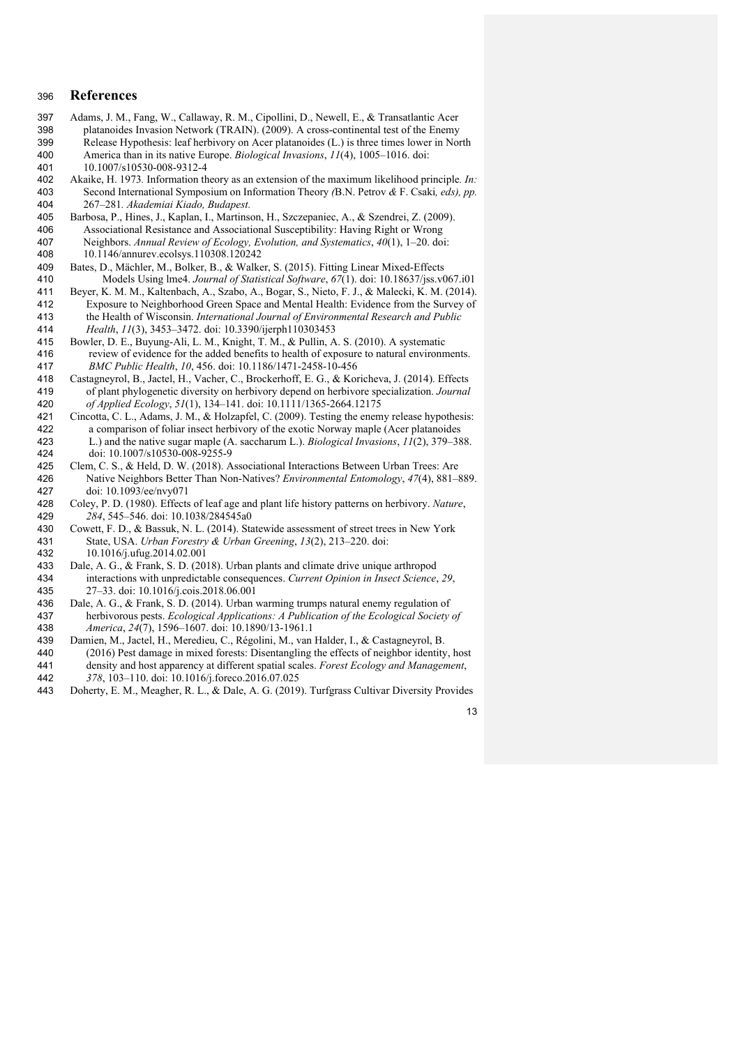## References

Adams, J. M., Fang, W., Callaway, R. M., Cipollini, D., Newell, E., & Transatlantic Acer platanoides Invasion Network (TRAIN). (2009). A cross-continental test of the Enemy Release Hypothesis: leaf herbivory on Acer platanoides (L.) is three times lower in North America than in its native Europe. *Biological Invasions*, *11*(4), 1005–1016. doi: 10.1007/s10530-008-9312-4

Akaike, H. 1973. Information theory as an extension of the maximum likelihood principle. *In:* Second International Symposium on Information Theory *(*B.N. Petrov *&* F. Csaki*, eds), pp.* 267–281*. Akademiai Kiado, Budapest.*

Barbosa, P., Hines, J., Kaplan, I., Martinson, H., Szczepaniec, A., & Szendrei, Z. (2009). Associational Resistance and Associational Susceptibility: Having Right or Wrong Neighbors. *Annual Review of Ecology, Evolution, and Systematics*, *40*(1), 1–20. doi: 10.1146/annurev.ecolsys.110308.120242

Bates, D., Mächler, M., Bolker, B., & Walker, S. (2015). Fitting Linear Mixed-Effects Models Using lme4. *Journal of Statistical Software*, *67*(1). doi: 10.18637/jss.v067.i01

Beyer, K. M. M., Kaltenbach, A., Szabo, A., Bogar, S., Nieto, F. J., & Malecki, K. M. (2014). Exposure to Neighborhood Green Space and Mental Health: Evidence from the Survey of the Health of Wisconsin. *International Journal of Environmental Research and Public Health*, *11*(3), 3453–3472. doi: 10.3390/ijerph110303453

Bowler, D. E., Buyung-Ali, L. M., Knight, T. M., & Pullin, A. S. (2010). A systematic review of evidence for the added benefits to health of exposure to natural environments. *BMC Public Health*, *10*, 456. doi: 10.1186/1471-2458-10-456

Castagneyrol, B., Jactel, H., Vacher, C., Brockerhoff, E. G., & Koricheva, J. (2014). Effects of plant phylogenetic diversity on herbivory depend on herbivore specialization. *Journal of Applied Ecology*, *51*(1), 134–141. doi: 10.1111/1365-2664.12175

Cincotta, C. L., Adams, J. M., & Holzapfel, C. (2009). Testing the enemy release hypothesis: a comparison of foliar insect herbivory of the exotic Norway maple (Acer platanoides L.) and the native sugar maple (A. saccharum L.). *Biological Invasions*, *11*(2), 379–388. doi: 10.1007/s10530-008-9255-9

Clem, C. S., & Held, D. W. (2018). Associational Interactions Between Urban Trees: Are Native Neighbors Better Than Non-Natives? *Environmental Entomology*, *47*(4), 881–889. doi: 10.1093/ee/nvy071

Coley, P. D. (1980). Effects of leaf age and plant life history patterns on herbivory. *Nature*, *284*, 545–546. doi: 10.1038/284545a0

Cowett, F. D., & Bassuk, N. L. (2014). Statewide assessment of street trees in New York State, USA. *Urban Forestry & Urban Greening*, *13*(2), 213–220. doi: 10.1016/j.ufug.2014.02.001

Dale, A. G., & Frank, S. D. (2018). Urban plants and climate drive unique arthropod interactions with unpredictable consequences. *Current Opinion in Insect Science*, *29*, 27–33. doi: 10.1016/j.cois.2018.06.001

Dale, A. G., & Frank, S. D. (2014). Urban warming trumps natural enemy regulation of herbivorous pests. *Ecological Applications: A Publication of the Ecological Society of America*, *24*(7), 1596–1607. doi: 10.1890/13-1961.1

Damien, M., Jactel, H., Meredieu, C., Régolini, M., van Halder, I., & Castagneyrol, B. (2016) Pest damage in mixed forests: Disentangling the effects of neighbor identity, host density and host apparency at different spatial scales. *Forest Ecology and Management*, *378*, 103–110. doi: 10.1016/j.foreco.2016.07.025

Doherty, E. M., Meagher, R. L., & Dale, A. G. (2019). Turfgrass Cultivar Diversity Provides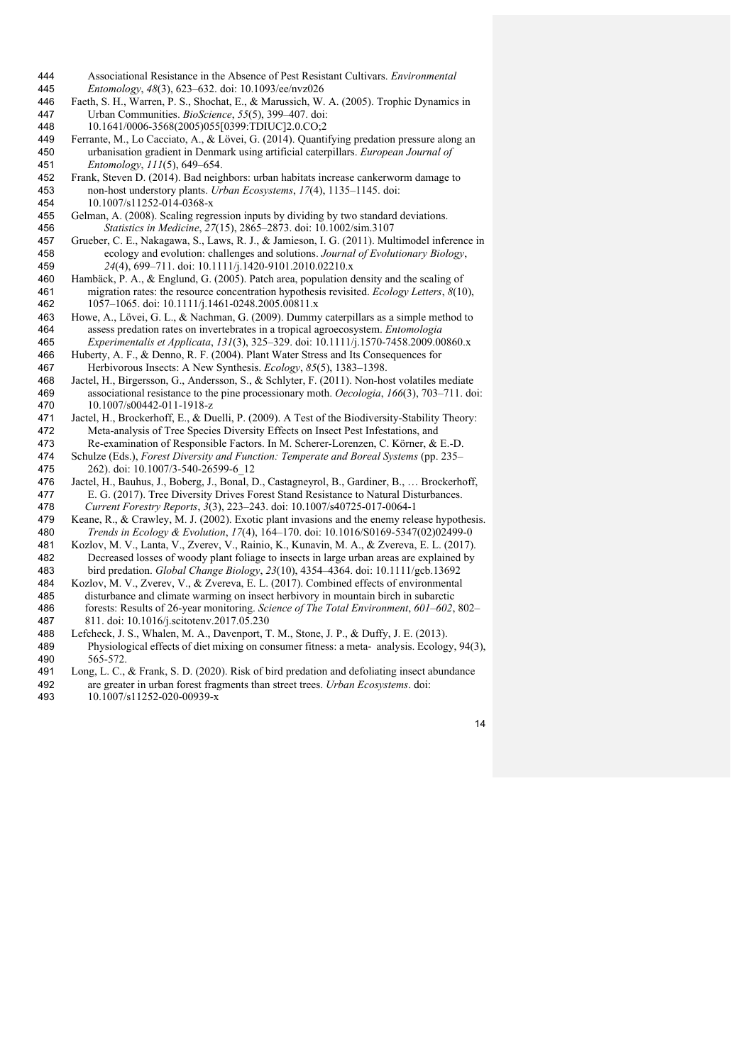Associational Resistance in the Absence of Pest Resistant Cultivars. *Environmental Entomology*, *48*(3), 623–632. doi: 10.1093/ee/nvz026

Faeth, S. H., Warren, P. S., Shochat, E., & Marussich, W. A. (2005). Trophic Dynamics in Urban Communities. *BioScience*, *55*(5), 399–407. doi: 10.1641/0006-3568(2005)055[0399:TDIUC]2.0.CO;2

Ferrante, M., Lo Cacciato, A., & Lövei, G. (2014). Quantifying predation pressure along an urbanisation gradient in Denmark using artificial caterpillars. *European Journal of Entomology*, *111*(5), 649–654.

Frank, Steven D. (2014). Bad neighbors: urban habitats increase cankerworm damage to non-host understory plants. *Urban Ecosystems*, *17*(4), 1135–1145. doi: 10.1007/s11252-014-0368-x

Gelman, A. (2008). Scaling regression inputs by dividing by two standard deviations. *Statistics in Medicine*, *27*(15), 2865–2873. doi: 10.1002/sim.3107

Grueber, C. E., Nakagawa, S., Laws, R. J., & Jamieson, I. G. (2011). Multimodel inference in ecology and evolution: challenges and solutions. *Journal of Evolutionary Biology*, *24*(4), 699–711. doi: 10.1111/j.1420-9101.2010.02210.x

Hambäck, P. A., & Englund, G. (2005). Patch area, population density and the scaling of migration rates: the resource concentration hypothesis revisited. *Ecology Letters*, *8*(10), 1057–1065. doi: 10.1111/j.1461-0248.2005.00811.x

Howe, A., Lövei, G. L., & Nachman, G. (2009). Dummy caterpillars as a simple method to assess predation rates on invertebrates in a tropical agroecosystem. *Entomologia Experimentalis et Applicata*, *131*(3), 325–329. doi: 10.1111/j.1570-7458.2009.00860.x

Huberty, A. F., & Denno, R. F. (2004). Plant Water Stress and Its Consequences for Herbivorous Insects: A New Synthesis. *Ecology*, *85*(5), 1383–1398.

Jactel, H., Birgersson, G., Andersson, S., & Schlyter, F. (2011). Non-host volatiles mediate associational resistance to the pine processionary moth. *Oecologia*, *166*(3), 703–711. doi: 10.1007/s00442-011-1918-z

Jactel, H., Brockerhoff, E., & Duelli, P. (2009). A Test of the Biodiversity-Stability Theory: Meta-analysis of Tree Species Diversity Effects on Insect Pest Infestations, and Re-examination of Responsible Factors. In M. Scherer-Lorenzen, C. Körner, & E.-D. Schulze (Eds.), *Forest Diversity and Function: Temperate and Boreal Systems* (pp. 235–262). doi: 10.1007/3-540-26599-6_12

Jactel, H., Bauhus, J., Boberg, J., Bonal, D., Castagneyrol, B., Gardiner, B., … Brockerhoff, E. G. (2017). Tree Diversity Drives Forest Stand Resistance to Natural Disturbances. *Current Forestry Reports*, *3*(3), 223–243. doi: 10.1007/s40725-017-0064-1

Keane, R., & Crawley, M. J. (2002). Exotic plant invasions and the enemy release hypothesis. *Trends in Ecology & Evolution*, *17*(4), 164–170. doi: 10.1016/S0169-5347(02)02499-0

Kozlov, M. V., Lanta, V., Zverev, V., Rainio, K., Kunavin, M. A., & Zvereva, E. L. (2017). Decreased losses of woody plant foliage to insects in large urban areas are explained by bird predation. *Global Change Biology*, *23*(10), 4354–4364. doi: 10.1111/gcb.13692

Kozlov, M. V., Zverev, V., & Zvereva, E. L. (2017). Combined effects of environmental disturbance and climate warming on insect herbivory in mountain birch in subarctic forests: Results of 26-year monitoring. *Science of The Total Environment*, *601–602*, 802–811. doi: 10.1016/j.scitotenv.2017.05.230

Lefcheck, J. S., Whalen, M. A., Davenport, T. M., Stone, J. P., & Duffy, J. E. (2013). Physiological effects of diet mixing on consumer fitness: a meta- analysis. Ecology, 94(3), 565-572.

Long, L. C., & Frank, S. D. (2020). Risk of bird predation and defoliating insect abundance are greater in urban forest fragments than street trees. *Urban Ecosystems*. doi: 10.1007/s11252-020-00939-x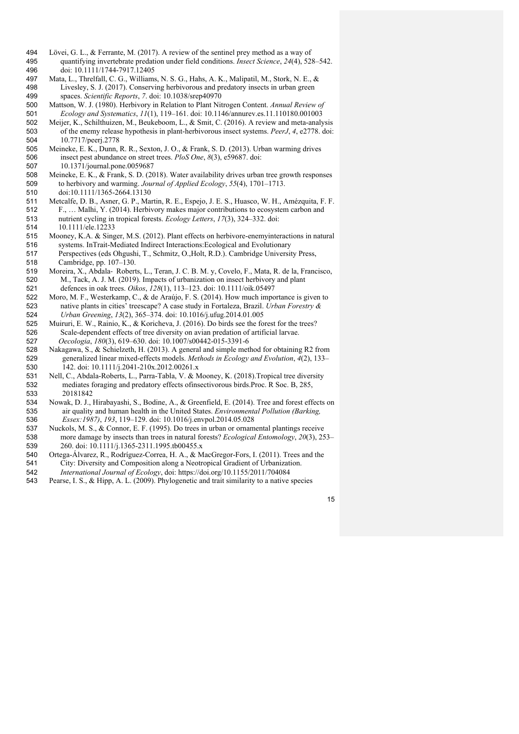Lövei, G. L., & Ferrante, M. (2017). A review of the sentinel prey method as a way of quantifying invertebrate predation under field conditions. *Insect Science*, *24*(4), 528–542. doi: 10.1111/1744-7917.12405

Mata, L., Threlfall, C. G., Williams, N. S. G., Hahs, A. K., Malipatil, M., Stork, N. E., & Livesley, S. J. (2017). Conserving herbivorous and predatory insects in urban green spaces. *Scientific Reports*, *7*. doi: 10.1038/srep40970

Mattson, W. J. (1980). Herbivory in Relation to Plant Nitrogen Content. *Annual Review of Ecology and Systematics*, *11*(1), 119–161. doi: 10.1146/annurev.es.11.110180.001003

Meijer, K., Schilthuizen, M., Beukeboom, L., & Smit, C. (2016). A review and meta-analysis of the enemy release hypothesis in plant-herbivorous insect systems. *PeerJ*, *4*, e2778. doi: 10.7717/peerj.2778

Meineke, E. K., Dunn, R. R., Sexton, J. O., & Frank, S. D. (2013). Urban warming drives insect pest abundance on street trees. *PloS One*, *8*(3), e59687. doi: 10.1371/journal.pone.0059687

Meineke, E. K., & Frank, S. D. (2018). Water availability drives urban tree growth responses to herbivory and warming. *Journal of Applied Ecology*, *55*(4), 1701–1713. doi:10.1111/1365-2664.13130

Metcalfe, D. B., Asner, G. P., Martin, R. E., Espejo, J. E. S., Huasco, W. H., Amézquita, F. F. F., … Malhi, Y. (2014). Herbivory makes major contributions to ecosystem carbon and nutrient cycling in tropical forests. *Ecology Letters*, *17*(3), 324–332. doi: 10.1111/ele.12233

Mooney, K.A. & Singer, M.S. (2012). Plant effects on herbivore-enemyinteractions in natural systems. InTrait-Mediated Indirect Interactions:Ecological and Evolutionary Perspectives (eds Ohgushi, T., Schmitz, O.,Holt, R.D.). Cambridge University Press, Cambridge, pp. 107–130.

Moreira, X., Abdala- Roberts, L., Teran, J. C. B. M. y, Covelo, F., Mata, R. de la, Francisco, M., Tack, A. J. M. (2019). Impacts of urbanization on insect herbivory and plant defences in oak trees. *Oikos*, *128*(1), 113–123. doi: 10.1111/oik.05497

Moro, M. F., Westerkamp, C., & de Araújo, F. S. (2014). How much importance is given to native plants in cities' treescape? A case study in Fortaleza, Brazil. *Urban Forestry & Urban Greening*, *13*(2), 365–374. doi: 10.1016/j.ufug.2014.01.005

Muiruri, E. W., Rainio, K., & Koricheva, J. (2016). Do birds see the forest for the trees? Scale-dependent effects of tree diversity on avian predation of artificial larvae. *Oecologia*, *180*(3), 619–630. doi: 10.1007/s00442-015-3391-6

Nakagawa, S., & Schielzeth, H. (2013). A general and simple method for obtaining R2 from generalized linear mixed-effects models. *Methods in Ecology and Evolution*, *4*(2), 133–142. doi: 10.1111/j.2041-210x.2012.00261.x

Nell, C., Abdala-Roberts, L., Parra-Tabla, V. & Mooney, K. (2018).Tropical tree diversity mediates foraging and predatory effects ofinsectivorous birds.Proc. R Soc. B, 285, 20181842

Nowak, D. J., Hirabayashi, S., Bodine, A., & Greenfield, E. (2014). Tree and forest effects on air quality and human health in the United States. *Environmental Pollution (Barking, Essex:1987)*, *193*, 119–129. doi: 10.1016/j.envpol.2014.05.028

Nuckols, M. S., & Connor, E. F. (1995). Do trees in urban or ornamental plantings receive more damage by insects than trees in natural forests? *Ecological Entomology*, *20*(3), 253–260. doi: 10.1111/j.1365-2311.1995.tb00455.x

Ortega-Álvarez, R., Rodríguez-Correa, H. A., & MacGregor-Fors, I. (2011). Trees and the City: Diversity and Composition along a Neotropical Gradient of Urbanization. *International Journal of Ecology*, doi: https://doi.org/10.1155/2011/704084

Pearse, I. S., & Hipp, A. L. (2009). Phylogenetic and trait similarity to a native species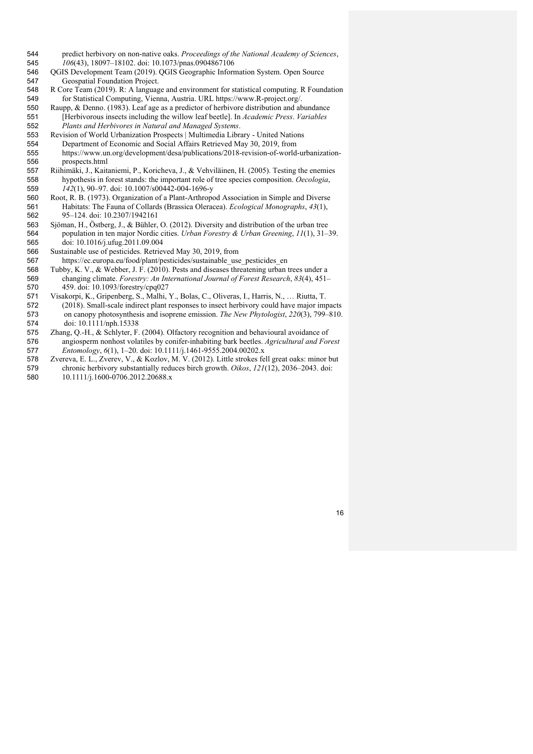predict herbivory on non-native oaks. *Proceedings of the National Academy of Sciences*, *106*(43), 18097–18102. doi: 10.1073/pnas.0904867106

QGIS Development Team (2019). QGIS Geographic Information System. Open Source Geospatial Foundation Project.

R Core Team (2019). R: A language and environment for statistical computing. R Foundation for Statistical Computing, Vienna, Austria. URL https://www.R-project.org/.

Raupp, & Denno. (1983). Leaf age as a predictor of herbivore distribution and abundance [Herbivorous insects including the willow leaf beetle]. In *Academic Press*. *Variables Plants and Herbivores in Natural and Managed Systems*.

Revision of World Urbanization Prospects | Multimedia Library - United Nations Department of Economic and Social Affairs Retrieved May 30, 2019, from https://www.un.org/development/desa/publications/2018-revision-of-world-urbanization-prospects.html

Riihimäki, J., Kaitaniemi, P., Koricheva, J., & Vehviläinen, H. (2005). Testing the enemies hypothesis in forest stands: the important role of tree species composition. *Oecologia*, *142*(1), 90–97. doi: 10.1007/s00442-004-1696-y

Root, R. B. (1973). Organization of a Plant-Arthropod Association in Simple and Diverse Habitats: The Fauna of Collards (Brassica Oleracea). *Ecological Monographs*, *43*(1), 95–124. doi: 10.2307/1942161

Sjöman, H., Östberg, J., & Bühler, O. (2012). Diversity and distribution of the urban tree population in ten major Nordic cities. *Urban Forestry & Urban Greening*, *11*(1), 31–39. doi: 10.1016/j.ufug.2011.09.004

Sustainable use of pesticides. Retrieved May 30, 2019, from https://ec.europa.eu/food/plant/pesticides/sustainable_use_pesticides_en

Tubby, K. V., & Webber, J. F. (2010). Pests and diseases threatening urban trees under a changing climate. *Forestry: An International Journal of Forest Research*, *83*(4), 451–459. doi: 10.1093/forestry/cpq027

Visakorpi, K., Gripenberg, S., Malhi, Y., Bolas, C., Oliveras, I., Harris, N., … Riutta, T. (2018). Small-scale indirect plant responses to insect herbivory could have major impacts on canopy photosynthesis and isoprene emission. *The New Phytologist*, *220*(3), 799–810. doi: 10.1111/nph.15338

Zhang, Q.-H., & Schlyter, F. (2004). Olfactory recognition and behavioural avoidance of angiosperm nonhost volatiles by conifer-inhabiting bark beetles. *Agricultural and Forest Entomology*, *6*(1), 1–20. doi: 10.1111/j.1461-9555.2004.00202.x

Zvereva, E. L., Zverev, V., & Kozlov, M. V. (2012). Little strokes fell great oaks: minor but chronic herbivory substantially reduces birch growth. *Oikos*, *121*(12), 2036–2043. doi: 10.1111/j.1600-0706.2012.20688.x